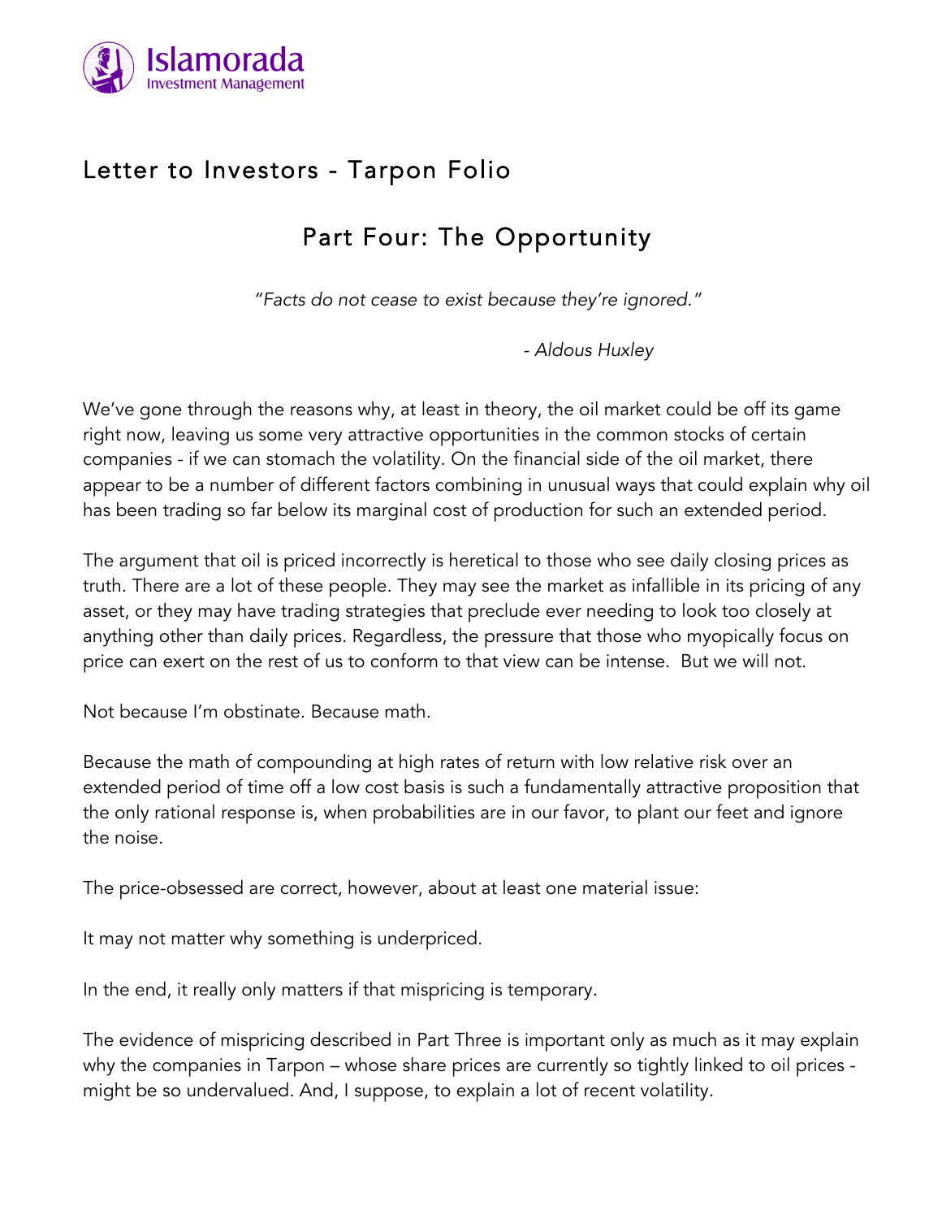Islamorada Investment Management

# Letter to Investors - Tarpon Folio

## Part Four: The Opportunity

*"Facts do not cease to exist because they're ignored."*

*- Aldous Huxley*

We've gone through the reasons why, at least in theory, the oil market could be off its game right now, leaving us some very attractive opportunities in the common stocks of certain companies - if we can stomach the volatility. On the financial side of the oil market, there appear to be a number of different factors combining in unusual ways that could explain why oil has been trading so far below its marginal cost of production for such an extended period.

The argument that oil is priced incorrectly is heretical to those who see daily closing prices as truth. There are a lot of these people. They may see the market as infallible in its pricing of any asset, or they may have trading strategies that preclude ever needing to look too closely at anything other than daily prices. Regardless, the pressure that those who myopically focus on price can exert on the rest of us to conform to that view can be intense. But we will not.

Not because I'm obstinate. Because math.

Because the math of compounding at high rates of return with low relative risk over an extended period of time off a low cost basis is such a fundamentally attractive proposition that the only rational response is, when probabilities are in our favor, to plant our feet and ignore the noise.

The price-obsessed are correct, however, about at least one material issue:

It may not matter why something is underpriced.

In the end, it really only matters if that mispricing is temporary.

The evidence of mispricing described in Part Three is important only as much as it may explain why the companies in Tarpon – whose share prices are currently so tightly linked to oil prices - might be so undervalued. And, I suppose, to explain a lot of recent volatility.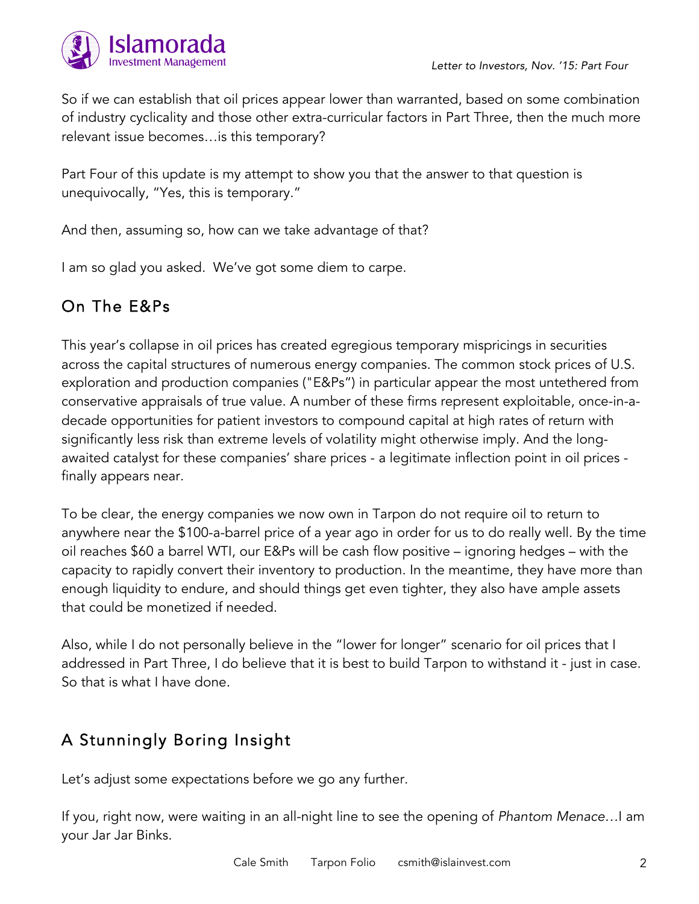So if we can establish that oil prices appear lower than warranted, based on some combination of industry cyclicality and those other extra-curricular factors in Part Three, then the much more relevant issue becomes…is this temporary?

Part Four of this update is my attempt to show you that the answer to that question is unequivocally, "Yes, this is temporary."

And then, assuming so, how can we take advantage of that?

I am so glad you asked. We've got some diem to carpe.

## On The E&Ps

This year's collapse in oil prices has created egregious temporary mispricings in securities across the capital structures of numerous energy companies. The common stock prices of U.S. exploration and production companies ("E&Ps") in particular appear the most untethered from conservative appraisals of true value. A number of these firms represent exploitable, once-in-a-decade opportunities for patient investors to compound capital at high rates of return with significantly less risk than extreme levels of volatility might otherwise imply. And the long-awaited catalyst for these companies' share prices - a legitimate inflection point in oil prices - finally appears near.

To be clear, the energy companies we now own in Tarpon do not require oil to return to anywhere near the $100-a-barrel price of a year ago in order for us to do really well. By the time oil reaches $60 a barrel WTI, our E&Ps will be cash flow positive – ignoring hedges – with the capacity to rapidly convert their inventory to production. In the meantime, they have more than enough liquidity to endure, and should things get even tighter, they also have ample assets that could be monetized if needed.

Also, while I do not personally believe in the "lower for longer" scenario for oil prices that I addressed in Part Three, I do believe that it is best to build Tarpon to withstand it - just in case. So that is what I have done.

## A Stunningly Boring Insight

Let's adjust some expectations before we go any further.

If you, right now, were waiting in an all-night line to see the opening of *Phantom Menace*…I am your Jar Jar Binks.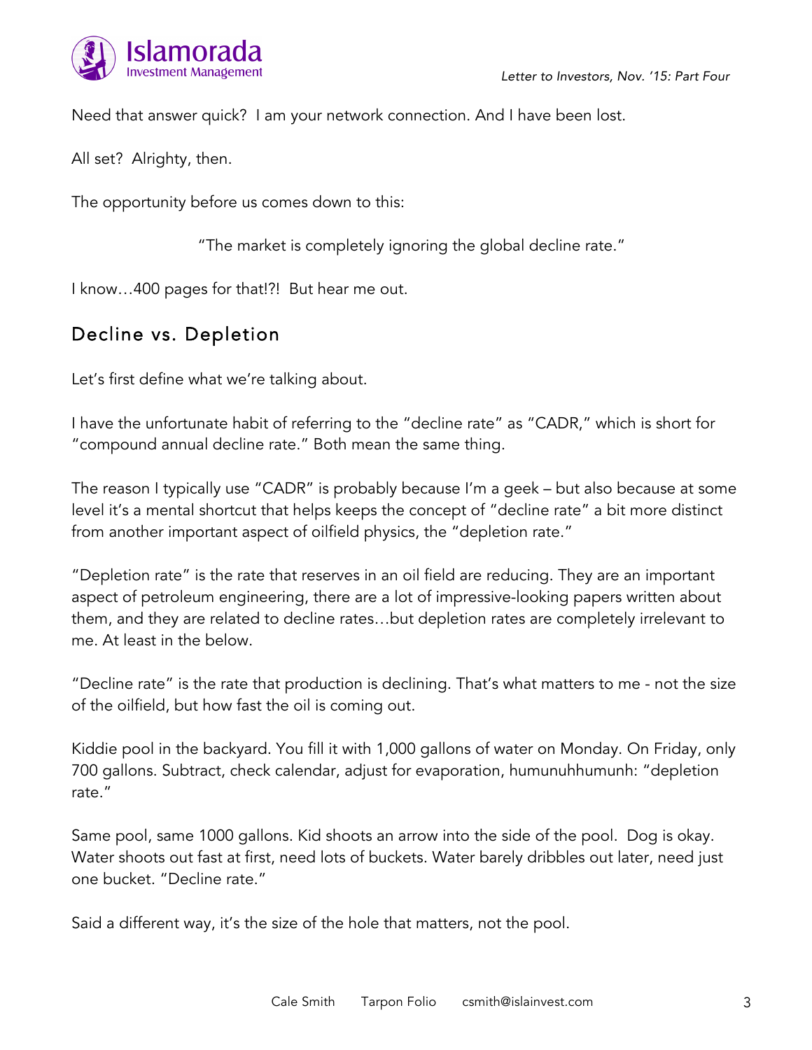Need that answer quick? I am your network connection. And I have been lost.

All set? Alrighty, then.

The opportunity before us comes down to this:

"The market is completely ignoring the global decline rate."

I know…400 pages for that!?! But hear me out.

## Decline vs. Depletion

Let's first define what we're talking about.

I have the unfortunate habit of referring to the "decline rate" as "CADR," which is short for "compound annual decline rate." Both mean the same thing.

The reason I typically use "CADR" is probably because I'm a geek – but also because at some level it's a mental shortcut that helps keeps the concept of "decline rate" a bit more distinct from another important aspect of oilfield physics, the "depletion rate."

"Depletion rate" is the rate that reserves in an oil field are reducing. They are an important aspect of petroleum engineering, there are a lot of impressive-looking papers written about them, and they are related to decline rates…but depletion rates are completely irrelevant to me. At least in the below.

"Decline rate" is the rate that production is declining. That's what matters to me - not the size of the oilfield, but how fast the oil is coming out.

Kiddie pool in the backyard. You fill it with 1,000 gallons of water on Monday. On Friday, only 700 gallons. Subtract, check calendar, adjust for evaporation, humunuhhumunh: "depletion rate."

Same pool, same 1000 gallons. Kid shoots an arrow into the side of the pool. Dog is okay. Water shoots out fast at first, need lots of buckets. Water barely dribbles out later, need just one bucket. "Decline rate."

Said a different way, it's the size of the hole that matters, not the pool.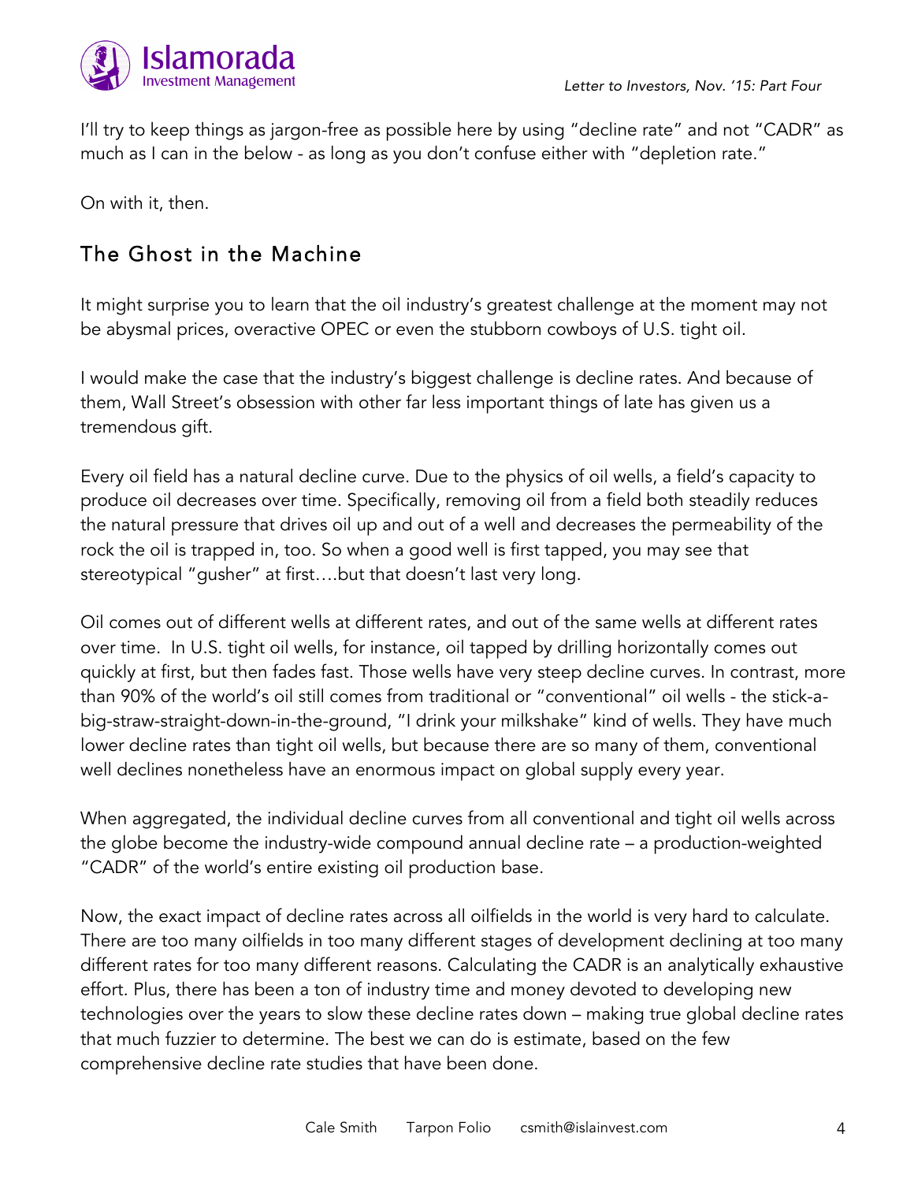I'll try to keep things as jargon-free as possible here by using "decline rate" and not "CADR" as much as I can in the below - as long as you don't confuse either with "depletion rate."

On with it, then.

## The Ghost in the Machine

It might surprise you to learn that the oil industry's greatest challenge at the moment may not be abysmal prices, overactive OPEC or even the stubborn cowboys of U.S. tight oil.

I would make the case that the industry's biggest challenge is decline rates. And because of them, Wall Street's obsession with other far less important things of late has given us a tremendous gift.

Every oil field has a natural decline curve. Due to the physics of oil wells, a field's capacity to produce oil decreases over time. Specifically, removing oil from a field both steadily reduces the natural pressure that drives oil up and out of a well and decreases the permeability of the rock the oil is trapped in, too. So when a good well is first tapped, you may see that stereotypical "gusher" at first….but that doesn't last very long.

Oil comes out of different wells at different rates, and out of the same wells at different rates over time. In U.S. tight oil wells, for instance, oil tapped by drilling horizontally comes out quickly at first, but then fades fast. Those wells have very steep decline curves. In contrast, more than 90% of the world's oil still comes from traditional or "conventional" oil wells - the stick-a-big-straw-straight-down-in-the-ground, "I drink your milkshake" kind of wells. They have much lower decline rates than tight oil wells, but because there are so many of them, conventional well declines nonetheless have an enormous impact on global supply every year.

When aggregated, the individual decline curves from all conventional and tight oil wells across the globe become the industry-wide compound annual decline rate – a production-weighted "CADR" of the world's entire existing oil production base.

Now, the exact impact of decline rates across all oilfields in the world is very hard to calculate. There are too many oilfields in too many different stages of development declining at too many different rates for too many different reasons. Calculating the CADR is an analytically exhaustive effort. Plus, there has been a ton of industry time and money devoted to developing new technologies over the years to slow these decline rates down – making true global decline rates that much fuzzier to determine. The best we can do is estimate, based on the few comprehensive decline rate studies that have been done.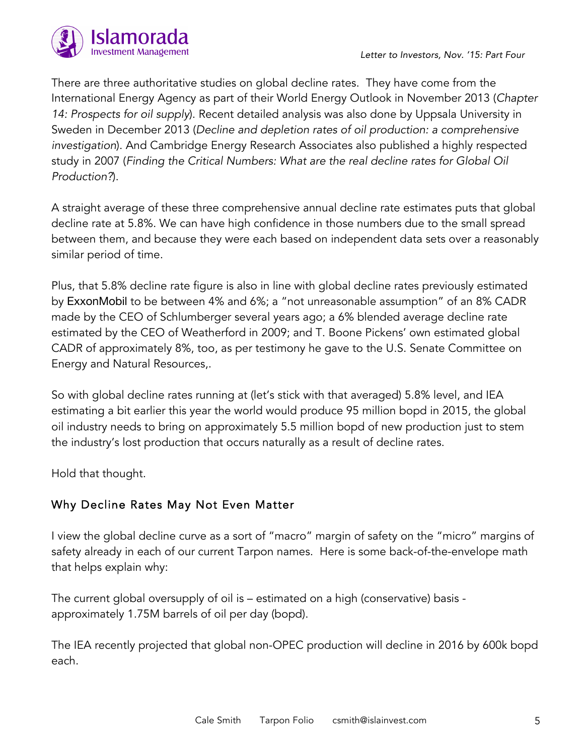There are three authoritative studies on global decline rates. They have come from the International Energy Agency as part of their World Energy Outlook in November 2013 (*Chapter 14: Prospects for oil supply*). Recent detailed analysis was also done by Uppsala University in Sweden in December 2013 (*Decline and depletion rates of oil production: a comprehensive investigation*). And Cambridge Energy Research Associates also published a highly respected study in 2007 (*Finding the Critical Numbers: What are the real decline rates for Global Oil Production?*).

A straight average of these three comprehensive annual decline rate estimates puts that global decline rate at 5.8%. We can have high confidence in those numbers due to the small spread between them, and because they were each based on independent data sets over a reasonably similar period of time.

Plus, that 5.8% decline rate figure is also in line with global decline rates previously estimated by ExxonMobil to be between 4% and 6%; a "not unreasonable assumption" of an 8% CADR made by the CEO of Schlumberger several years ago; a 6% blended average decline rate estimated by the CEO of Weatherford in 2009; and T. Boone Pickens' own estimated global CADR of approximately 8%, too, as per testimony he gave to the U.S. Senate Committee on Energy and Natural Resources,.

So with global decline rates running at (let's stick with that averaged) 5.8% level, and IEA estimating a bit earlier this year the world would produce 95 million bopd in 2015, the global oil industry needs to bring on approximately 5.5 million bopd of new production just to stem the industry's lost production that occurs naturally as a result of decline rates.

Hold that thought.

## Why Decline Rates May Not Even Matter

I view the global decline curve as a sort of "macro" margin of safety on the "micro" margins of safety already in each of our current Tarpon names. Here is some back-of-the-envelope math that helps explain why:

The current global oversupply of oil is – estimated on a high (conservative) basis - approximately 1.75M barrels of oil per day (bopd).

The IEA recently projected that global non-OPEC production will decline in 2016 by 600k bopd each.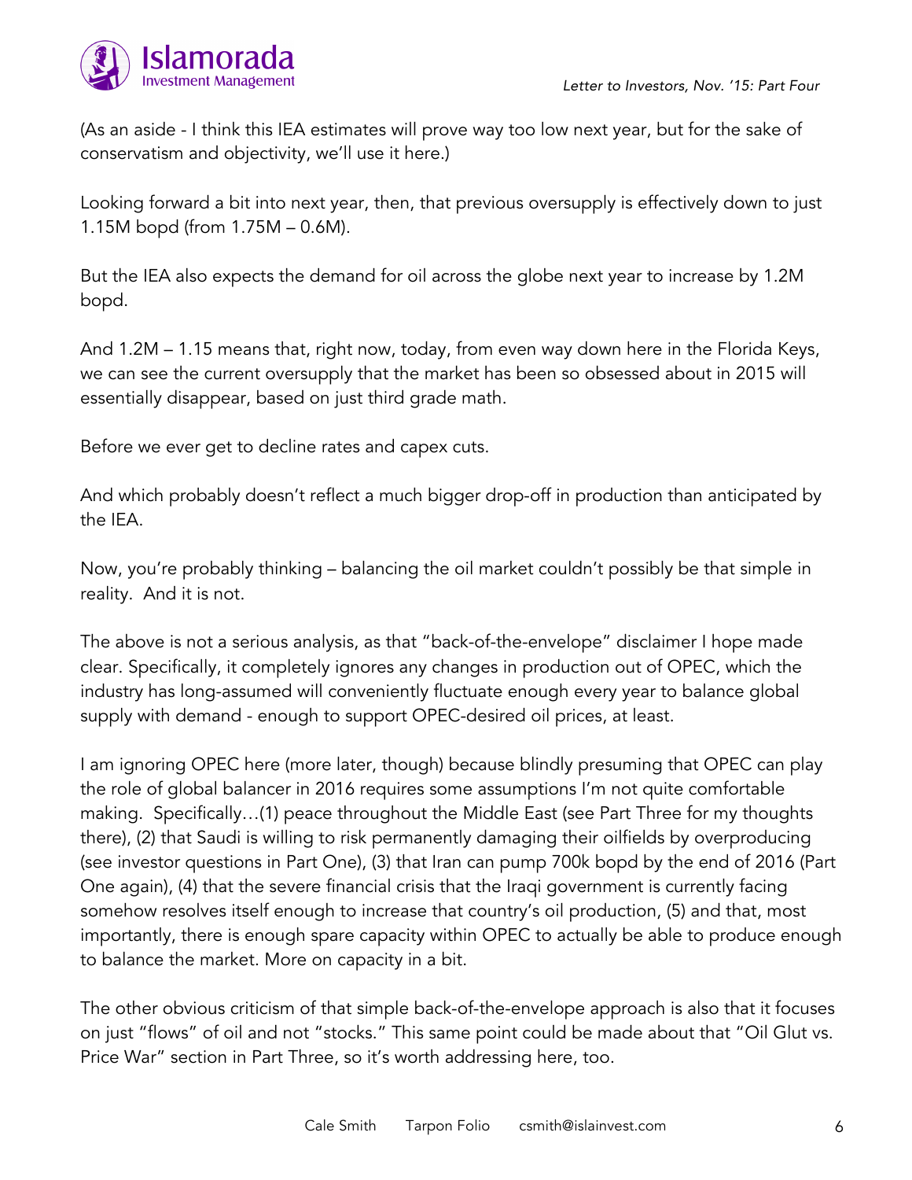(As an aside - I think this IEA estimates will prove way too low next year, but for the sake of conservatism and objectivity, we'll use it here.)

Looking forward a bit into next year, then, that previous oversupply is effectively down to just 1.15M bopd (from 1.75M – 0.6M).

But the IEA also expects the demand for oil across the globe next year to increase by 1.2M bopd.

And 1.2M – 1.15 means that, right now, today, from even way down here in the Florida Keys, we can see the current oversupply that the market has been so obsessed about in 2015 will essentially disappear, based on just third grade math.

Before we ever get to decline rates and capex cuts.

And which probably doesn't reflect a much bigger drop-off in production than anticipated by the IEA.

Now, you're probably thinking – balancing the oil market couldn't possibly be that simple in reality. And it is not.

The above is not a serious analysis, as that "back-of-the-envelope" disclaimer I hope made clear. Specifically, it completely ignores any changes in production out of OPEC, which the industry has long-assumed will conveniently fluctuate enough every year to balance global supply with demand - enough to support OPEC-desired oil prices, at least.

I am ignoring OPEC here (more later, though) because blindly presuming that OPEC can play the role of global balancer in 2016 requires some assumptions I'm not quite comfortable making. Specifically…(1) peace throughout the Middle East (see Part Three for my thoughts there), (2) that Saudi is willing to risk permanently damaging their oilfields by overproducing (see investor questions in Part One), (3) that Iran can pump 700k bopd by the end of 2016 (Part One again), (4) that the severe financial crisis that the Iraqi government is currently facing somehow resolves itself enough to increase that country's oil production, (5) and that, most importantly, there is enough spare capacity within OPEC to actually be able to produce enough to balance the market. More on capacity in a bit.

The other obvious criticism of that simple back-of-the-envelope approach is also that it focuses on just "flows" of oil and not "stocks." This same point could be made about that "Oil Glut vs. Price War" section in Part Three, so it's worth addressing here, too.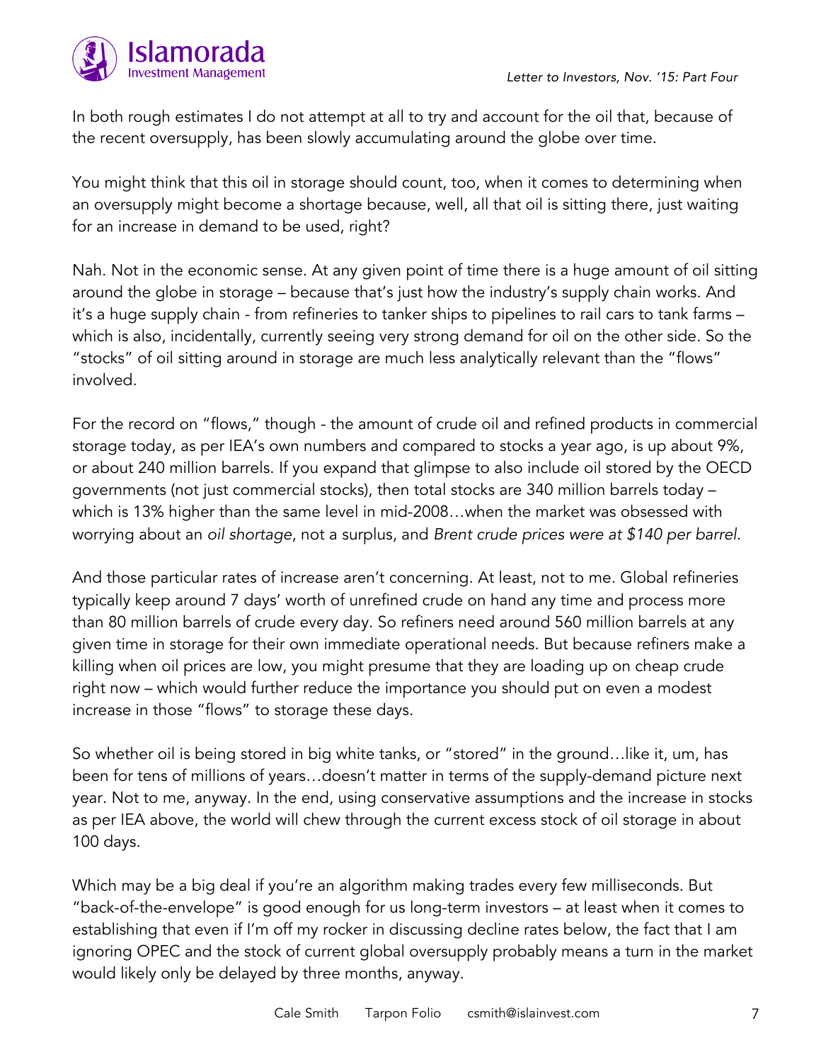In both rough estimates I do not attempt at all to try and account for the oil that, because of the recent oversupply, has been slowly accumulating around the globe over time.

You might think that this oil in storage should count, too, when it comes to determining when an oversupply might become a shortage because, well, all that oil is sitting there, just waiting for an increase in demand to be used, right?

Nah. Not in the economic sense. At any given point of time there is a huge amount of oil sitting around the globe in storage – because that's just how the industry's supply chain works. And it's a huge supply chain - from refineries to tanker ships to pipelines to rail cars to tank farms – which is also, incidentally, currently seeing very strong demand for oil on the other side. So the "stocks" of oil sitting around in storage are much less analytically relevant than the "flows" involved.

For the record on "flows," though - the amount of crude oil and refined products in commercial storage today, as per IEA's own numbers and compared to stocks a year ago, is up about 9%, or about 240 million barrels. If you expand that glimpse to also include oil stored by the OECD governments (not just commercial stocks), then total stocks are 340 million barrels today – which is 13% higher than the same level in mid-2008…when the market was obsessed with worrying about an *oil shortage*, not a surplus, and *Brent crude prices were at $140 per barrel*.

And those particular rates of increase aren't concerning. At least, not to me. Global refineries typically keep around 7 days' worth of unrefined crude on hand any time and process more than 80 million barrels of crude every day. So refiners need around 560 million barrels at any given time in storage for their own immediate operational needs. But because refiners make a killing when oil prices are low, you might presume that they are loading up on cheap crude right now – which would further reduce the importance you should put on even a modest increase in those "flows" to storage these days.

So whether oil is being stored in big white tanks, or "stored" in the ground…like it, um, has been for tens of millions of years…doesn't matter in terms of the supply-demand picture next year. Not to me, anyway. In the end, using conservative assumptions and the increase in stocks as per IEA above, the world will chew through the current excess stock of oil storage in about 100 days.

Which may be a big deal if you're an algorithm making trades every few milliseconds. But "back-of-the-envelope" is good enough for us long-term investors – at least when it comes to establishing that even if I'm off my rocker in discussing decline rates below, the fact that I am ignoring OPEC and the stock of current global oversupply probably means a turn in the market would likely only be delayed by three months, anyway.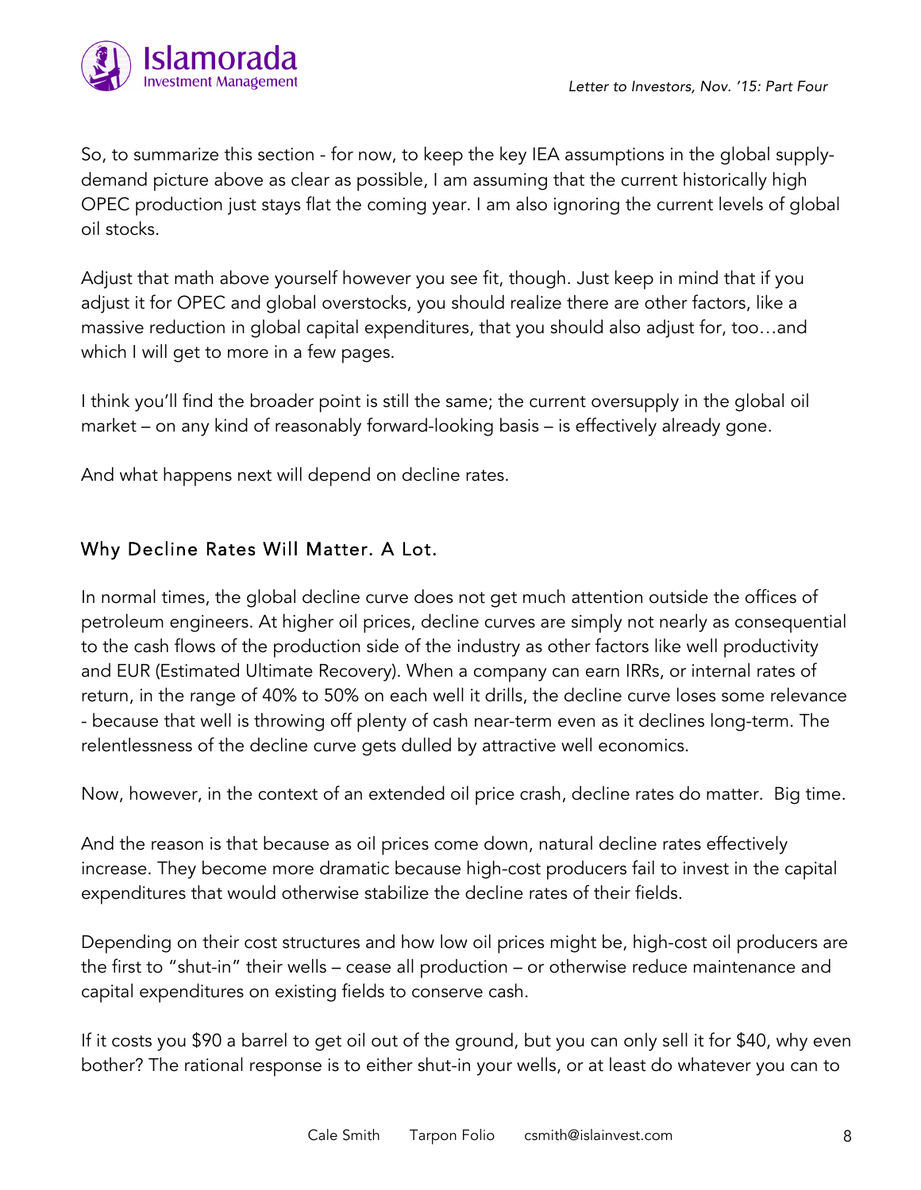So, to summarize this section - for now, to keep the key IEA assumptions in the global supply-demand picture above as clear as possible, I am assuming that the current historically high OPEC production just stays flat the coming year. I am also ignoring the current levels of global oil stocks.

Adjust that math above yourself however you see fit, though. Just keep in mind that if you adjust it for OPEC and global overstocks, you should realize there are other factors, like a massive reduction in global capital expenditures, that you should also adjust for, too…and which I will get to more in a few pages.

I think you'll find the broader point is still the same; the current oversupply in the global oil market – on any kind of reasonably forward-looking basis – is effectively already gone.

And what happens next will depend on decline rates.

## Why Decline Rates Will Matter. A Lot.

In normal times, the global decline curve does not get much attention outside the offices of petroleum engineers. At higher oil prices, decline curves are simply not nearly as consequential to the cash flows of the production side of the industry as other factors like well productivity and EUR (Estimated Ultimate Recovery). When a company can earn IRRs, or internal rates of return, in the range of 40% to 50% on each well it drills, the decline curve loses some relevance - because that well is throwing off plenty of cash near-term even as it declines long-term. The relentlessness of the decline curve gets dulled by attractive well economics.

Now, however, in the context of an extended oil price crash, decline rates do matter. Big time.

And the reason is that because as oil prices come down, natural decline rates effectively increase. They become more dramatic because high-cost producers fail to invest in the capital expenditures that would otherwise stabilize the decline rates of their fields.

Depending on their cost structures and how low oil prices might be, high-cost oil producers are the first to "shut-in" their wells – cease all production – or otherwise reduce maintenance and capital expenditures on existing fields to conserve cash.

If it costs you $90 a barrel to get oil out of the ground, but you can only sell it for $40, why even bother? The rational response is to either shut-in your wells, or at least do whatever you can to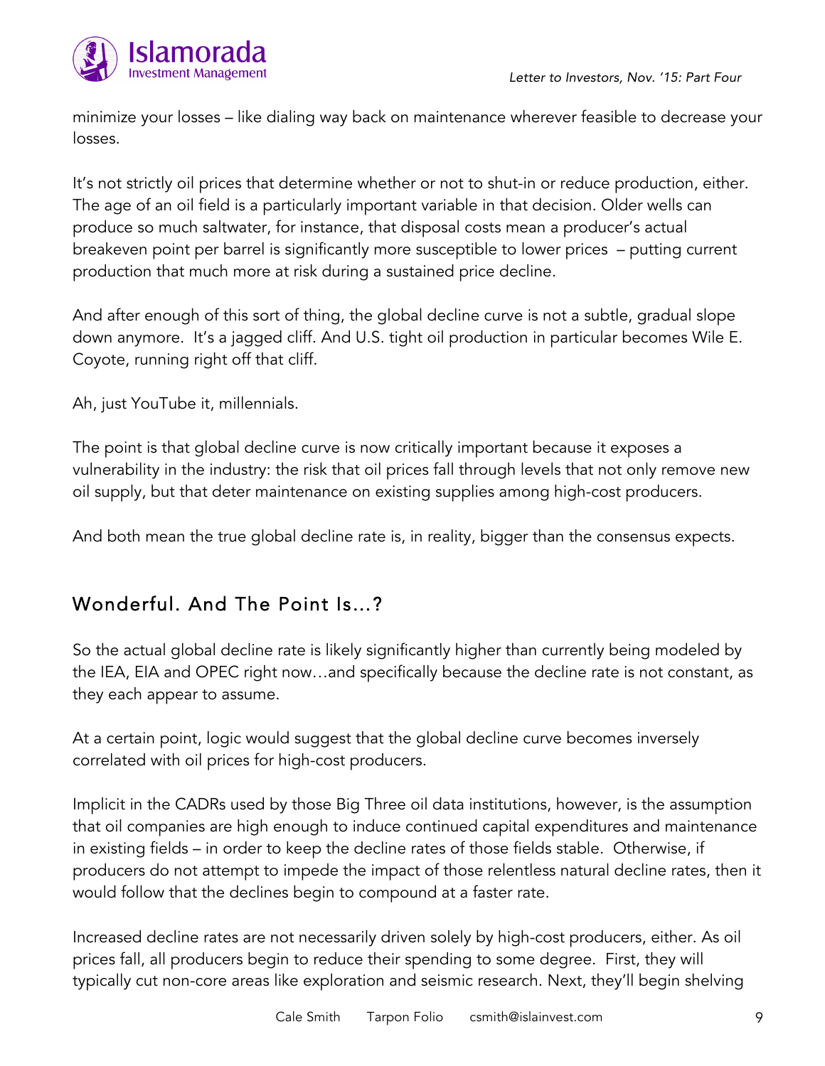minimize your losses – like dialing way back on maintenance wherever feasible to decrease your losses.

It's not strictly oil prices that determine whether or not to shut-in or reduce production, either. The age of an oil field is a particularly important variable in that decision. Older wells can produce so much saltwater, for instance, that disposal costs mean a producer's actual breakeven point per barrel is significantly more susceptible to lower prices – putting current production that much more at risk during a sustained price decline.

And after enough of this sort of thing, the global decline curve is not a subtle, gradual slope down anymore. It's a jagged cliff. And U.S. tight oil production in particular becomes Wile E. Coyote, running right off that cliff.

Ah, just YouTube it, millennials.

The point is that global decline curve is now critically important because it exposes a vulnerability in the industry: the risk that oil prices fall through levels that not only remove new oil supply, but that deter maintenance on existing supplies among high-cost producers.

And both mean the true global decline rate is, in reality, bigger than the consensus expects.

## Wonderful. And The Point Is…?

So the actual global decline rate is likely significantly higher than currently being modeled by the IEA, EIA and OPEC right now…and specifically because the decline rate is not constant, as they each appear to assume.

At a certain point, logic would suggest that the global decline curve becomes inversely correlated with oil prices for high-cost producers.

Implicit in the CADRs used by those Big Three oil data institutions, however, is the assumption that oil companies are high enough to induce continued capital expenditures and maintenance in existing fields – in order to keep the decline rates of those fields stable. Otherwise, if producers do not attempt to impede the impact of those relentless natural decline rates, then it would follow that the declines begin to compound at a faster rate.

Increased decline rates are not necessarily driven solely by high-cost producers, either. As oil prices fall, all producers begin to reduce their spending to some degree. First, they will typically cut non-core areas like exploration and seismic research. Next, they'll begin shelving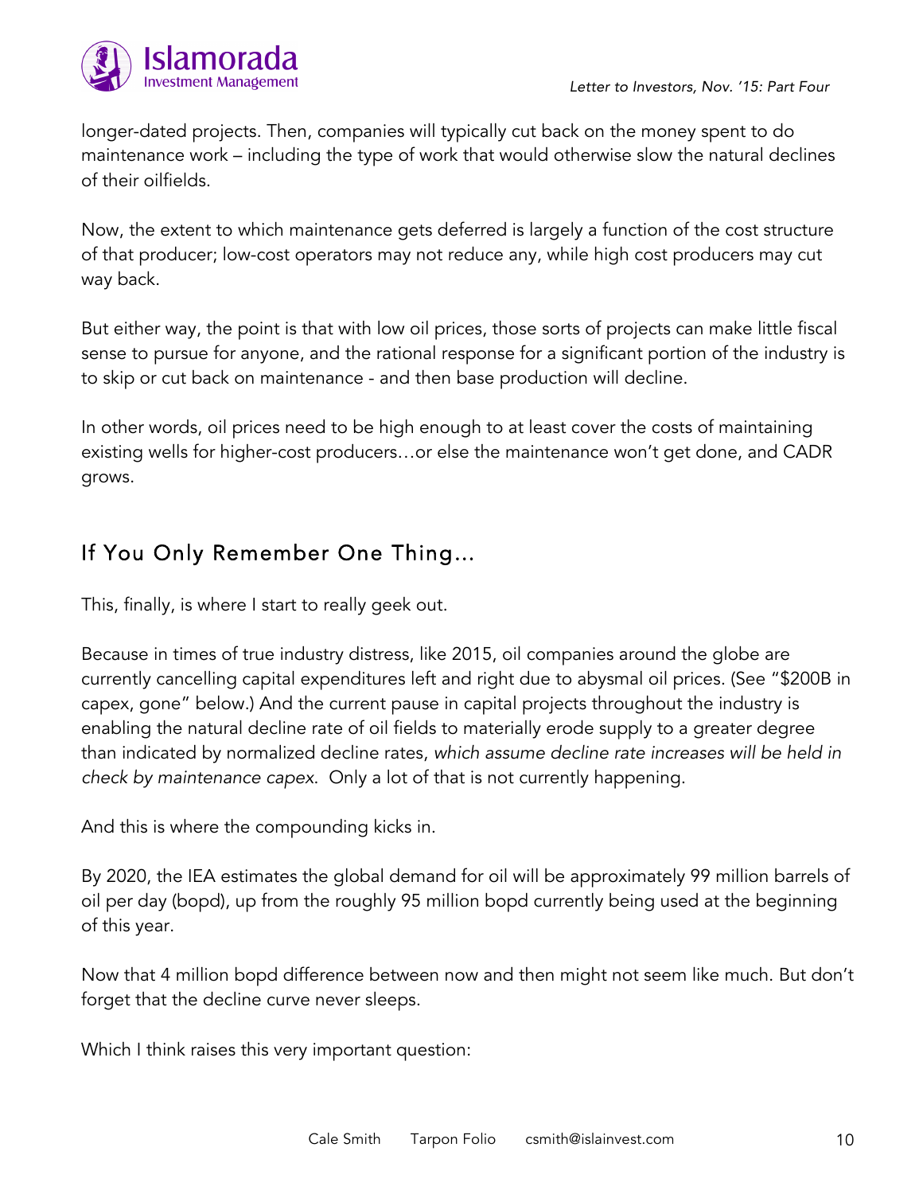longer-dated projects. Then, companies will typically cut back on the money spent to do maintenance work – including the type of work that would otherwise slow the natural declines of their oilfields.

Now, the extent to which maintenance gets deferred is largely a function of the cost structure of that producer; low-cost operators may not reduce any, while high cost producers may cut way back.

But either way, the point is that with low oil prices, those sorts of projects can make little fiscal sense to pursue for anyone, and the rational response for a significant portion of the industry is to skip or cut back on maintenance - and then base production will decline.

In other words, oil prices need to be high enough to at least cover the costs of maintaining existing wells for higher-cost producers…or else the maintenance won't get done, and CADR grows.

## If You Only Remember One Thing…

This, finally, is where I start to really geek out.

Because in times of true industry distress, like 2015, oil companies around the globe are currently cancelling capital expenditures left and right due to abysmal oil prices. (See "$200B in capex, gone" below.) And the current pause in capital projects throughout the industry is enabling the natural decline rate of oil fields to materially erode supply to a greater degree than indicated by normalized decline rates, *which assume decline rate increases will be held in check by maintenance capex*. Only a lot of that is not currently happening.

And this is where the compounding kicks in.

By 2020, the IEA estimates the global demand for oil will be approximately 99 million barrels of oil per day (bopd), up from the roughly 95 million bopd currently being used at the beginning of this year.

Now that 4 million bopd difference between now and then might not seem like much. But don't forget that the decline curve never sleeps.

Which I think raises this very important question: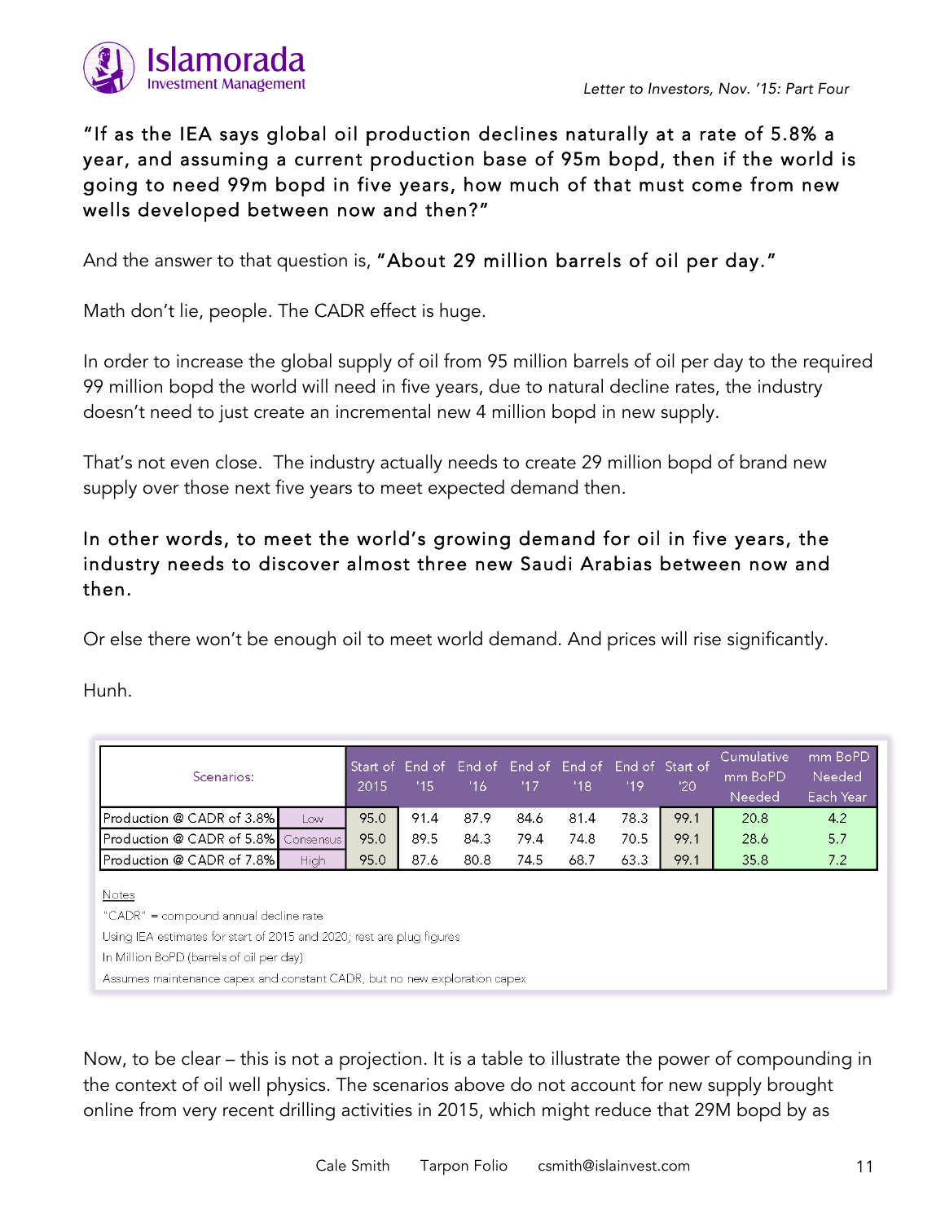**"If as the IEA says global oil production declines naturally at a rate of 5.8% a year, and assuming a current production base of 95m bopd, then if the world is going to need 99m bopd in five years, how much of that must come from new wells developed between now and then?"**

And the answer to that question is, **"About 29 million barrels of oil per day."**

Math don't lie, people. The CADR effect is huge.

In order to increase the global supply of oil from 95 million barrels of oil per day to the required 99 million bopd the world will need in five years, due to natural decline rates, the industry doesn't need to just create an incremental new 4 million bopd in new supply.

That's not even close. The industry actually needs to create 29 million bopd of brand new supply over those next five years to meet expected demand then.

**In other words, to meet the world's growing demand for oil in five years, the industry needs to discover almost three new Saudi Arabias between now and then.**

Or else there won't be enough oil to meet world demand. And prices will rise significantly.

Hunh.

| Scenarios: | | Start of 2015 | End of '15 | End of '16 | End of '17 | End of '18 | End of '19 | Start of '20 | Cumulative mm BoPD Needed | mm BoPD Needed Each Year |
|---|---|---|---|---|---|---|---|---|---|---|
| Production @ CADR of 3.8% | Low | 95.0 | 91.4 | 87.9 | 84.6 | 81.4 | 78.3 | 99.1 | 20.8 | 4.2 |
| Production @ CADR of 5.8% | Consensus | 95.0 | 89.5 | 84.3 | 79.4 | 74.8 | 70.5 | 99.1 | 28.6 | 5.7 |
| Production @ CADR of 7.8% | High | 95.0 | 87.6 | 80.8 | 74.5 | 68.7 | 63.3 | 99.1 | 35.8 | 7.2 |

Notes

"CADR" = compound annual decline rate

Using IEA estimates for start of 2015 and 2020; rest are plug figures

In Million BoPD (barrels of oil per day)

Assumes maintenance capex and constant CADR, but no new exploration capex

Now, to be clear – this is not a projection. It is a table to illustrate the power of compounding in the context of oil well physics. The scenarios above do not account for new supply brought online from very recent drilling activities in 2015, which might reduce that 29M bopd by as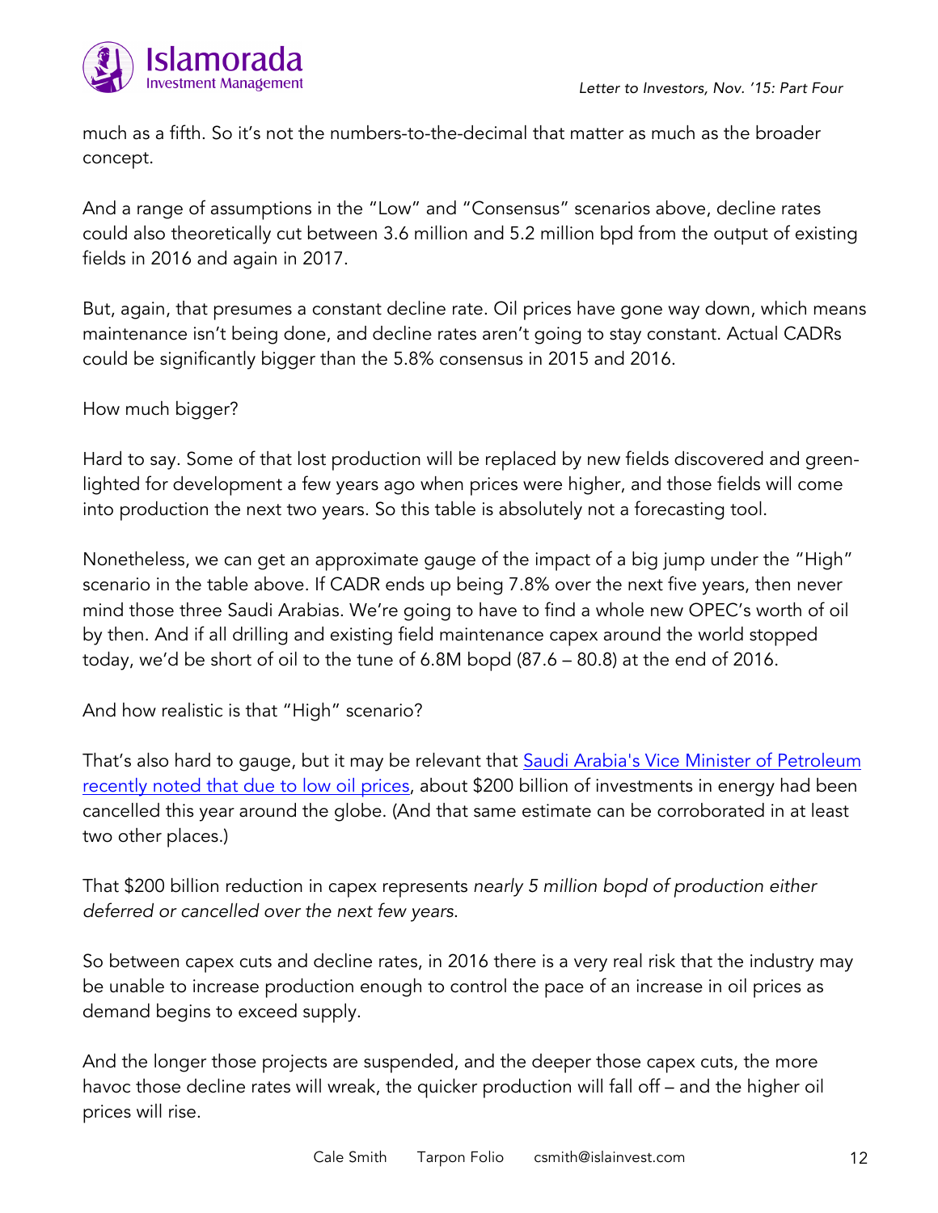much as a fifth. So it's not the numbers-to-the-decimal that matter as much as the broader concept.

And a range of assumptions in the "Low" and "Consensus" scenarios above, decline rates could also theoretically cut between 3.6 million and 5.2 million bpd from the output of existing fields in 2016 and again in 2017.

But, again, that presumes a constant decline rate. Oil prices have gone way down, which means maintenance isn't being done, and decline rates aren't going to stay constant. Actual CADRs could be significantly bigger than the 5.8% consensus in 2015 and 2016.

How much bigger?

Hard to say. Some of that lost production will be replaced by new fields discovered and green-lighted for development a few years ago when prices were higher, and those fields will come into production the next two years. So this table is absolutely not a forecasting tool.

Nonetheless, we can get an approximate gauge of the impact of a big jump under the "High" scenario in the table above. If CADR ends up being 7.8% over the next five years, then never mind those three Saudi Arabias. We're going to have to find a whole new OPEC's worth of oil by then. And if all drilling and existing field maintenance capex around the world stopped today, we'd be short of oil to the tune of 6.8M bopd (87.6 – 80.8) at the end of 2016.

And how realistic is that "High" scenario?

That's also hard to gauge, but it may be relevant that [Saudi Arabia's Vice Minister of Petroleum recently noted that due to low oil prices](), about $200 billion of investments in energy had been cancelled this year around the globe. (And that same estimate can be corroborated in at least two other places.)

That $200 billion reduction in capex represents *nearly 5 million bopd of production either deferred or cancelled over the next few years.*

So between capex cuts and decline rates, in 2016 there is a very real risk that the industry may be unable to increase production enough to control the pace of an increase in oil prices as demand begins to exceed supply.

And the longer those projects are suspended, and the deeper those capex cuts, the more havoc those decline rates will wreak, the quicker production will fall off – and the higher oil prices will rise.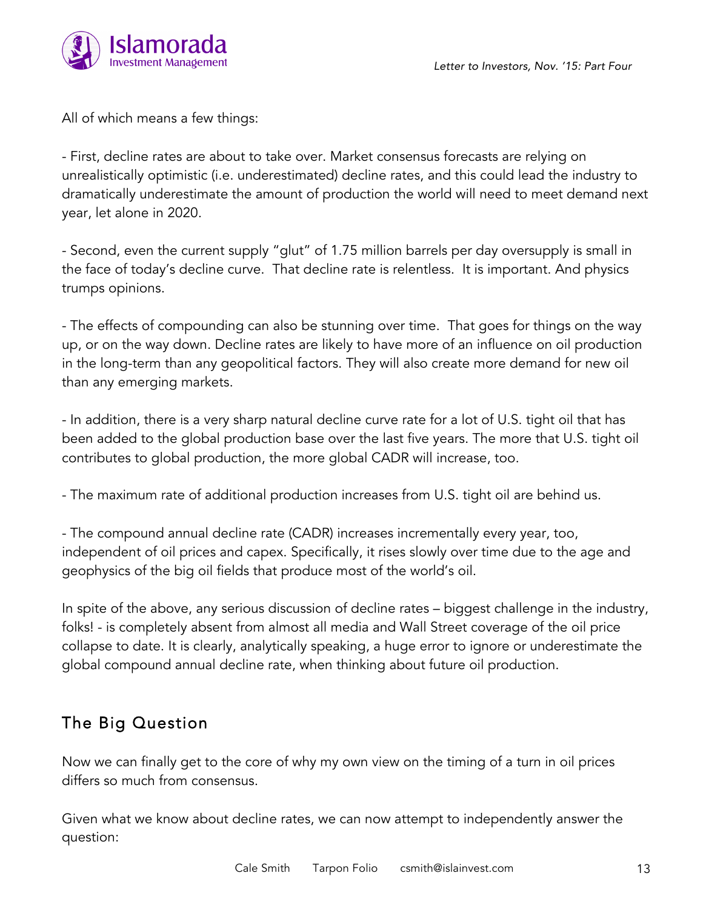All of which means a few things:

- First, decline rates are about to take over. Market consensus forecasts are relying on unrealistically optimistic (i.e. underestimated) decline rates, and this could lead the industry to dramatically underestimate the amount of production the world will need to meet demand next year, let alone in 2020.

- Second, even the current supply "glut" of 1.75 million barrels per day oversupply is small in the face of today's decline curve. That decline rate is relentless. It is important. And physics trumps opinions.

- The effects of compounding can also be stunning over time. That goes for things on the way up, or on the way down. Decline rates are likely to have more of an influence on oil production in the long-term than any geopolitical factors. They will also create more demand for new oil than any emerging markets.

- In addition, there is a very sharp natural decline curve rate for a lot of U.S. tight oil that has been added to the global production base over the last five years. The more that U.S. tight oil contributes to global production, the more global CADR will increase, too.

- The maximum rate of additional production increases from U.S. tight oil are behind us.

- The compound annual decline rate (CADR) increases incrementally every year, too, independent of oil prices and capex. Specifically, it rises slowly over time due to the age and geophysics of the big oil fields that produce most of the world's oil.

In spite of the above, any serious discussion of decline rates – biggest challenge in the industry, folks! - is completely absent from almost all media and Wall Street coverage of the oil price collapse to date. It is clearly, analytically speaking, a huge error to ignore or underestimate the global compound annual decline rate, when thinking about future oil production.

## The Big Question

Now we can finally get to the core of why my own view on the timing of a turn in oil prices differs so much from consensus.

Given what we know about decline rates, we can now attempt to independently answer the question: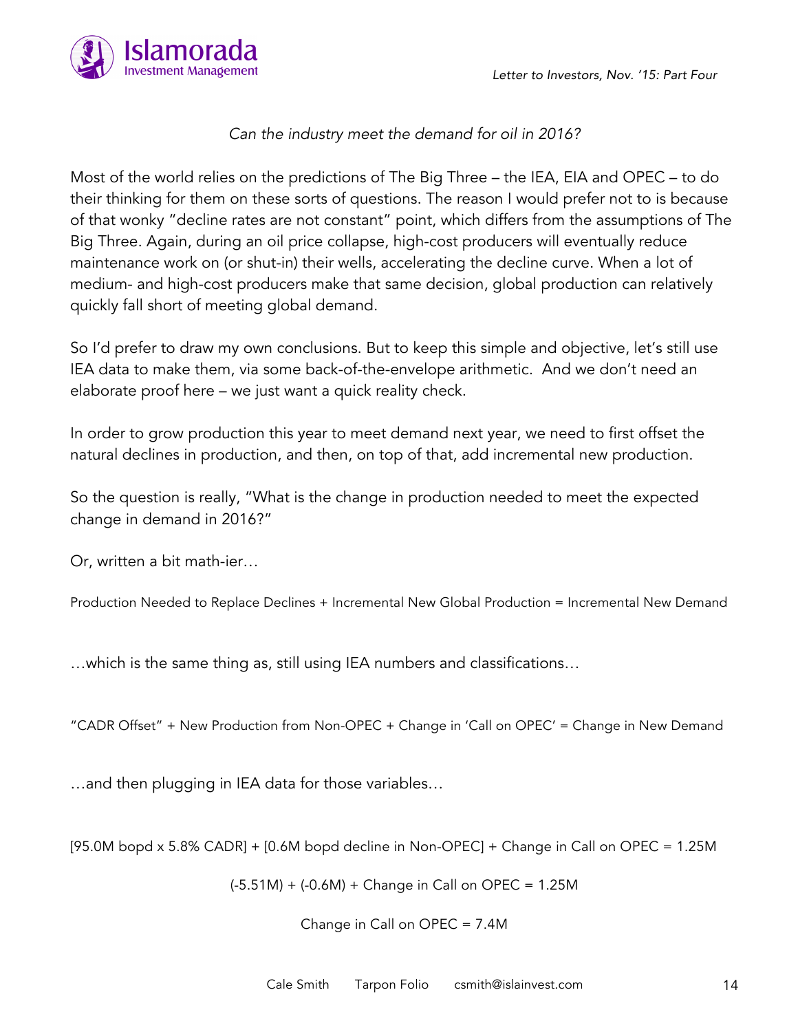*Can the industry meet the demand for oil in 2016?*

Most of the world relies on the predictions of The Big Three – the IEA, EIA and OPEC – to do their thinking for them on these sorts of questions. The reason I would prefer not to is because of that wonky "decline rates are not constant" point, which differs from the assumptions of The Big Three. Again, during an oil price collapse, high-cost producers will eventually reduce maintenance work on (or shut-in) their wells, accelerating the decline curve. When a lot of medium- and high-cost producers make that same decision, global production can relatively quickly fall short of meeting global demand.

So I'd prefer to draw my own conclusions. But to keep this simple and objective, let's still use IEA data to make them, via some back-of-the-envelope arithmetic. And we don't need an elaborate proof here – we just want a quick reality check.

In order to grow production this year to meet demand next year, we need to first offset the natural declines in production, and then, on top of that, add incremental new production.

So the question is really, "What is the change in production needed to meet the expected change in demand in 2016?"

Or, written a bit math-ier…

Production Needed to Replace Declines + Incremental New Global Production = Incremental New Demand

…which is the same thing as, still using IEA numbers and classifications…

"CADR Offset" + New Production from Non-OPEC + Change in 'Call on OPEC' = Change in New Demand

…and then plugging in IEA data for those variables…

[95.0M bopd x 5.8% CADR] + [0.6M bopd decline in Non-OPEC] + Change in Call on OPEC = 1.25M

(-5.51M) + (-0.6M) + Change in Call on OPEC = 1.25M

Change in Call on OPEC = 7.4M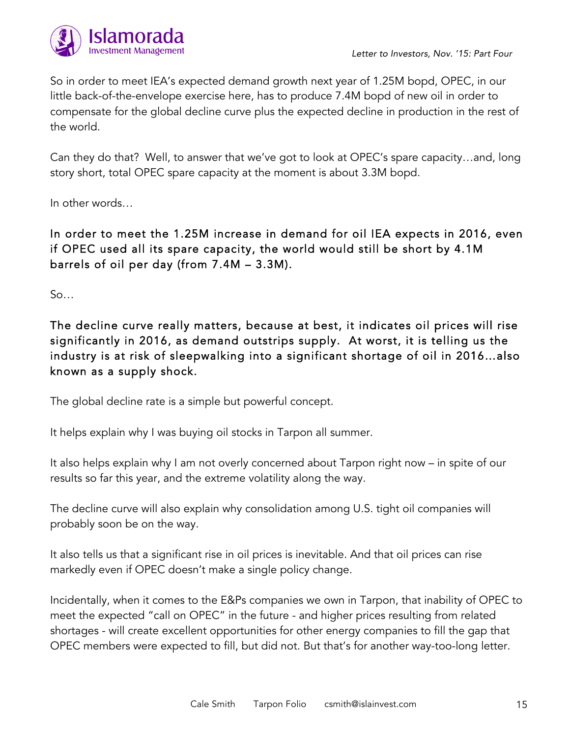So in order to meet IEA's expected demand growth next year of 1.25M bopd, OPEC, in our little back-of-the-envelope exercise here, has to produce 7.4M bopd of new oil in order to compensate for the global decline curve plus the expected decline in production in the rest of the world.

Can they do that? Well, to answer that we've got to look at OPEC's spare capacity…and, long story short, total OPEC spare capacity at the moment is about 3.3M bopd.

In other words…

In order to meet the 1.25M increase in demand for oil IEA expects in 2016, even if OPEC used all its spare capacity, the world would still be short by 4.1M barrels of oil per day (from 7.4M – 3.3M).

So…

The decline curve really matters, because at best, it indicates oil prices will rise significantly in 2016, as demand outstrips supply. At worst, it is telling us the industry is at risk of sleepwalking into a significant shortage of oil in 2016…also known as a supply shock.

The global decline rate is a simple but powerful concept.

It helps explain why I was buying oil stocks in Tarpon all summer.

It also helps explain why I am not overly concerned about Tarpon right now – in spite of our results so far this year, and the extreme volatility along the way.

The decline curve will also explain why consolidation among U.S. tight oil companies will probably soon be on the way.

It also tells us that a significant rise in oil prices is inevitable. And that oil prices can rise markedly even if OPEC doesn't make a single policy change.

Incidentally, when it comes to the E&Ps companies we own in Tarpon, that inability of OPEC to meet the expected "call on OPEC" in the future - and higher prices resulting from related shortages - will create excellent opportunities for other energy companies to fill the gap that OPEC members were expected to fill, but did not. But that's for another way-too-long letter.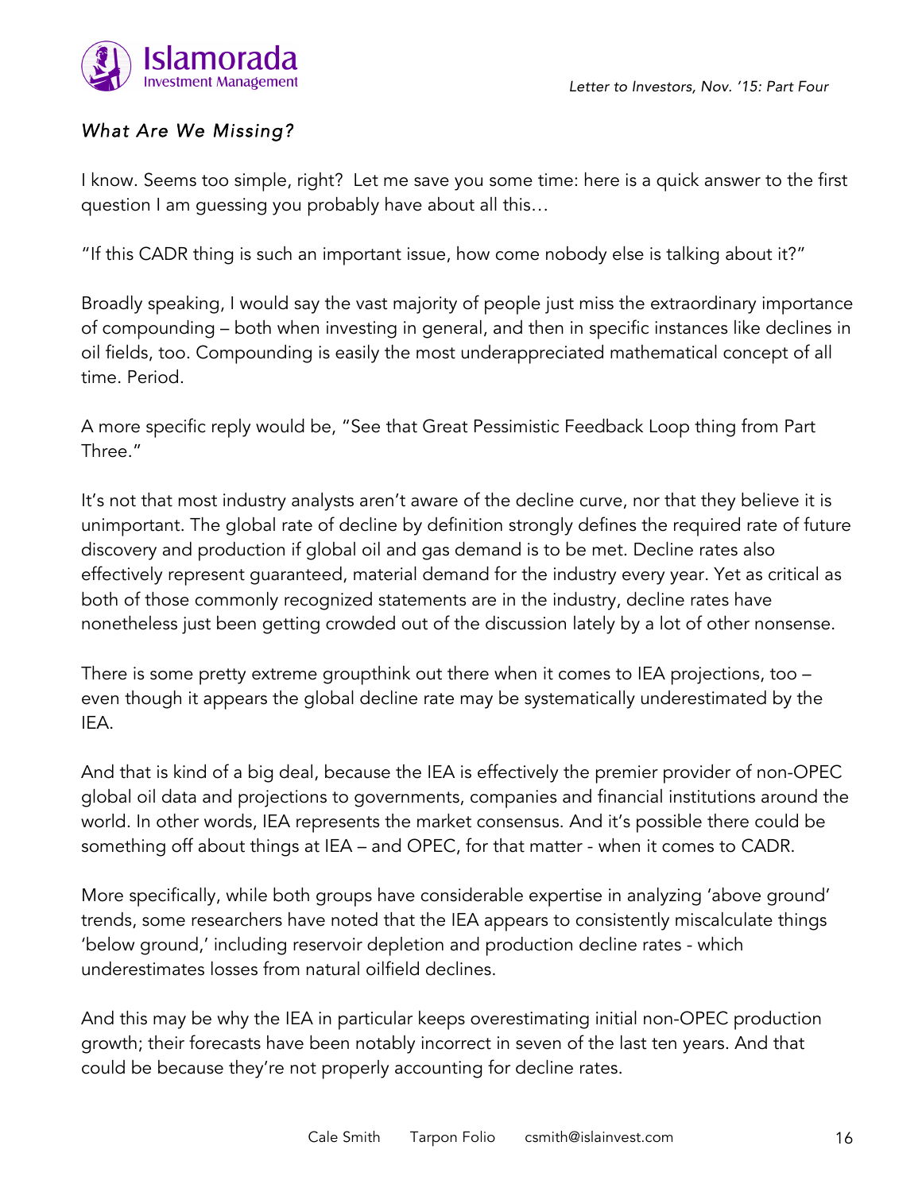*What Are We Missing?*

I know. Seems too simple, right? Let me save you some time: here is a quick answer to the first question I am guessing you probably have about all this…

"If this CADR thing is such an important issue, how come nobody else is talking about it?"

Broadly speaking, I would say the vast majority of people just miss the extraordinary importance of compounding – both when investing in general, and then in specific instances like declines in oil fields, too. Compounding is easily the most underappreciated mathematical concept of all time. Period.

A more specific reply would be, "See that Great Pessimistic Feedback Loop thing from Part Three."

It's not that most industry analysts aren't aware of the decline curve, nor that they believe it is unimportant. The global rate of decline by definition strongly defines the required rate of future discovery and production if global oil and gas demand is to be met. Decline rates also effectively represent guaranteed, material demand for the industry every year. Yet as critical as both of those commonly recognized statements are in the industry, decline rates have nonetheless just been getting crowded out of the discussion lately by a lot of other nonsense.

There is some pretty extreme groupthink out there when it comes to IEA projections, too – even though it appears the global decline rate may be systematically underestimated by the IEA.

And that is kind of a big deal, because the IEA is effectively the premier provider of non-OPEC global oil data and projections to governments, companies and financial institutions around the world. In other words, IEA represents the market consensus. And it's possible there could be something off about things at IEA – and OPEC, for that matter - when it comes to CADR.

More specifically, while both groups have considerable expertise in analyzing 'above ground' trends, some researchers have noted that the IEA appears to consistently miscalculate things 'below ground,' including reservoir depletion and production decline rates - which underestimates losses from natural oilfield declines.

And this may be why the IEA in particular keeps overestimating initial non-OPEC production growth; their forecasts have been notably incorrect in seven of the last ten years. And that could be because they're not properly accounting for decline rates.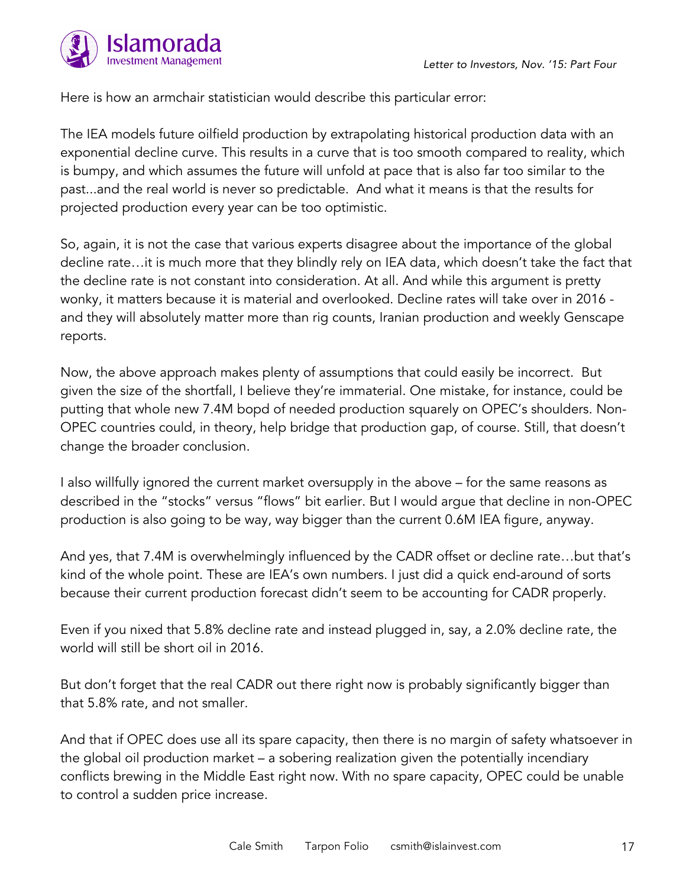Here is how an armchair statistician would describe this particular error:

The IEA models future oilfield production by extrapolating historical production data with an exponential decline curve. This results in a curve that is too smooth compared to reality, which is bumpy, and which assumes the future will unfold at pace that is also far too similar to the past...and the real world is never so predictable. And what it means is that the results for projected production every year can be too optimistic.

So, again, it is not the case that various experts disagree about the importance of the global decline rate…it is much more that they blindly rely on IEA data, which doesn't take the fact that the decline rate is not constant into consideration. At all. And while this argument is pretty wonky, it matters because it is material and overlooked. Decline rates will take over in 2016 - and they will absolutely matter more than rig counts, Iranian production and weekly Genscape reports.

Now, the above approach makes plenty of assumptions that could easily be incorrect. But given the size of the shortfall, I believe they're immaterial. One mistake, for instance, could be putting that whole new 7.4M bopd of needed production squarely on OPEC's shoulders. Non-OPEC countries could, in theory, help bridge that production gap, of course. Still, that doesn't change the broader conclusion.

I also willfully ignored the current market oversupply in the above – for the same reasons as described in the "stocks" versus "flows" bit earlier. But I would argue that decline in non-OPEC production is also going to be way, way bigger than the current 0.6M IEA figure, anyway.

And yes, that 7.4M is overwhelmingly influenced by the CADR offset or decline rate…but that's kind of the whole point. These are IEA's own numbers. I just did a quick end-around of sorts because their current production forecast didn't seem to be accounting for CADR properly.

Even if you nixed that 5.8% decline rate and instead plugged in, say, a 2.0% decline rate, the world will still be short oil in 2016.

But don't forget that the real CADR out there right now is probably significantly bigger than that 5.8% rate, and not smaller.

And that if OPEC does use all its spare capacity, then there is no margin of safety whatsoever in the global oil production market – a sobering realization given the potentially incendiary conflicts brewing in the Middle East right now. With no spare capacity, OPEC could be unable to control a sudden price increase.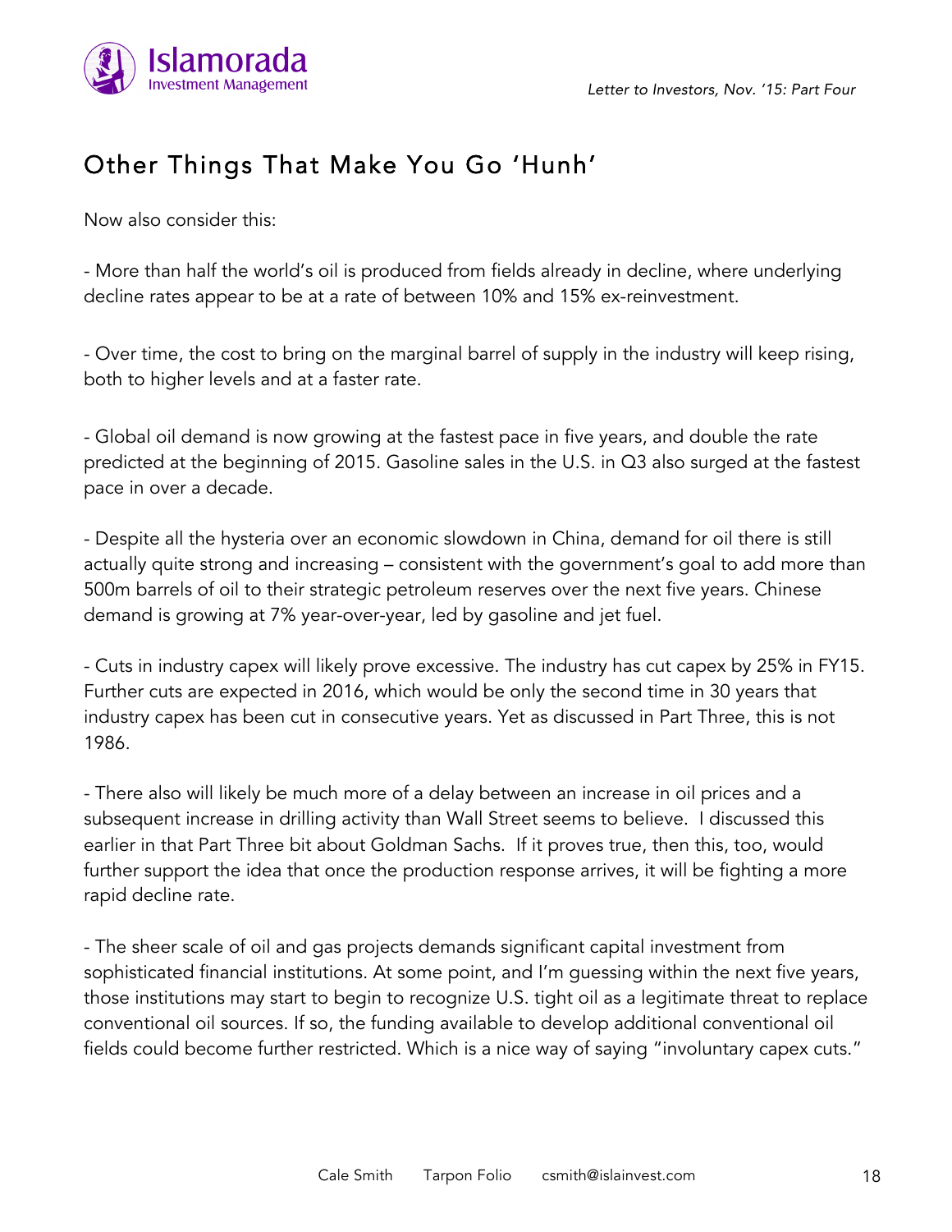## Other Things That Make You Go 'Hunh'

Now also consider this:

- More than half the world's oil is produced from fields already in decline, where underlying decline rates appear to be at a rate of between 10% and 15% ex-reinvestment.

- Over time, the cost to bring on the marginal barrel of supply in the industry will keep rising, both to higher levels and at a faster rate.

- Global oil demand is now growing at the fastest pace in five years, and double the rate predicted at the beginning of 2015. Gasoline sales in the U.S. in Q3 also surged at the fastest pace in over a decade.

- Despite all the hysteria over an economic slowdown in China, demand for oil there is still actually quite strong and increasing – consistent with the government's goal to add more than 500m barrels of oil to their strategic petroleum reserves over the next five years. Chinese demand is growing at 7% year-over-year, led by gasoline and jet fuel.

- Cuts in industry capex will likely prove excessive. The industry has cut capex by 25% in FY15. Further cuts are expected in 2016, which would be only the second time in 30 years that industry capex has been cut in consecutive years. Yet as discussed in Part Three, this is not 1986.

- There also will likely be much more of a delay between an increase in oil prices and a subsequent increase in drilling activity than Wall Street seems to believe. I discussed this earlier in that Part Three bit about Goldman Sachs. If it proves true, then this, too, would further support the idea that once the production response arrives, it will be fighting a more rapid decline rate.

- The sheer scale of oil and gas projects demands significant capital investment from sophisticated financial institutions. At some point, and I'm guessing within the next five years, those institutions may start to begin to recognize U.S. tight oil as a legitimate threat to replace conventional oil sources. If so, the funding available to develop additional conventional oil fields could become further restricted. Which is a nice way of saying "involuntary capex cuts."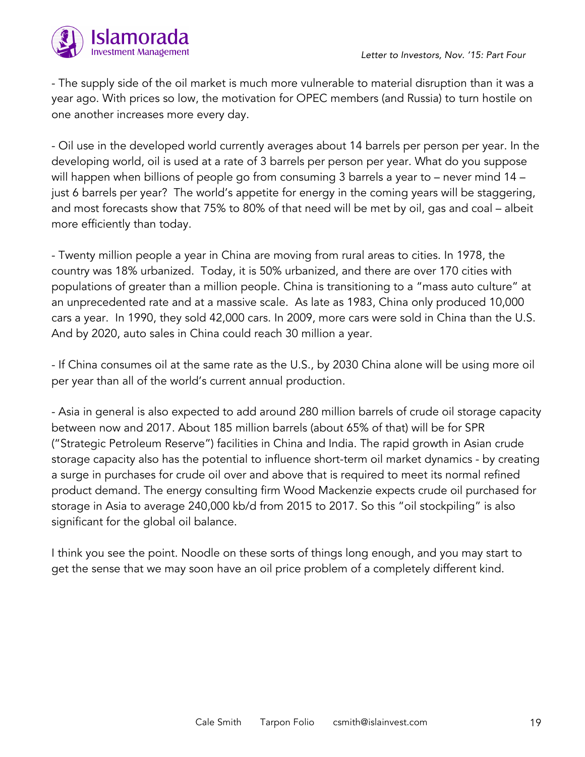- The supply side of the oil market is much more vulnerable to material disruption than it was a year ago. With prices so low, the motivation for OPEC members (and Russia) to turn hostile on one another increases more every day.

- Oil use in the developed world currently averages about 14 barrels per person per year. In the developing world, oil is used at a rate of 3 barrels per person per year. What do you suppose will happen when billions of people go from consuming 3 barrels a year to – never mind 14 – just 6 barrels per year? The world's appetite for energy in the coming years will be staggering, and most forecasts show that 75% to 80% of that need will be met by oil, gas and coal – albeit more efficiently than today.

- Twenty million people a year in China are moving from rural areas to cities. In 1978, the country was 18% urbanized. Today, it is 50% urbanized, and there are over 170 cities with populations of greater than a million people. China is transitioning to a "mass auto culture" at an unprecedented rate and at a massive scale. As late as 1983, China only produced 10,000 cars a year. In 1990, they sold 42,000 cars. In 2009, more cars were sold in China than the U.S. And by 2020, auto sales in China could reach 30 million a year.

- If China consumes oil at the same rate as the U.S., by 2030 China alone will be using more oil per year than all of the world's current annual production.

- Asia in general is also expected to add around 280 million barrels of crude oil storage capacity between now and 2017. About 185 million barrels (about 65% of that) will be for SPR ("Strategic Petroleum Reserve") facilities in China and India. The rapid growth in Asian crude storage capacity also has the potential to influence short-term oil market dynamics - by creating a surge in purchases for crude oil over and above that is required to meet its normal refined product demand. The energy consulting firm Wood Mackenzie expects crude oil purchased for storage in Asia to average 240,000 kb/d from 2015 to 2017. So this "oil stockpiling" is also significant for the global oil balance.

I think you see the point. Noodle on these sorts of things long enough, and you may start to get the sense that we may soon have an oil price problem of a completely different kind.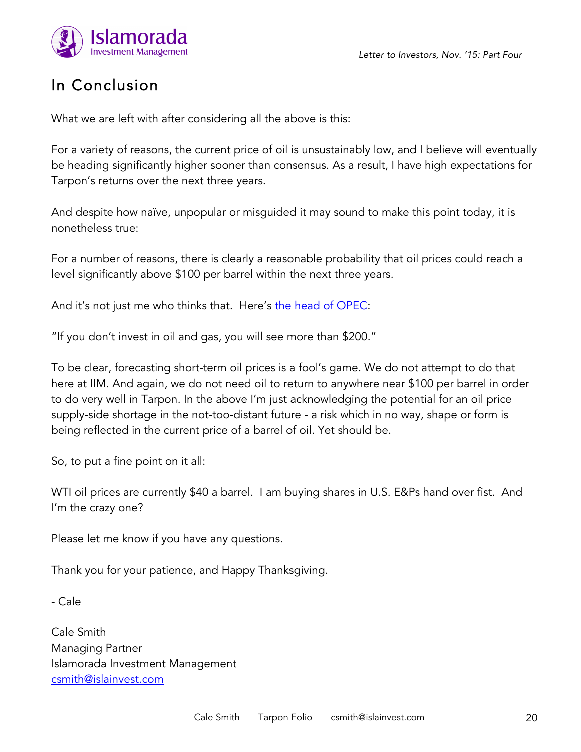# In Conclusion

What we are left with after considering all the above is this:

For a variety of reasons, the current price of oil is unsustainably low, and I believe will eventually be heading significantly higher sooner than consensus. As a result, I have high expectations for Tarpon's returns over the next three years.

And despite how naïve, unpopular or misguided it may sound to make this point today, it is nonetheless true:

For a number of reasons, there is clearly a reasonable probability that oil prices could reach a level significantly above $100 per barrel within the next three years.

And it's not just me who thinks that. Here's [the head of OPEC]:

"If you don't invest in oil and gas, you will see more than $200."

To be clear, forecasting short-term oil prices is a fool's game. We do not attempt to do that here at IIM. And again, we do not need oil to return to anywhere near $100 per barrel in order to do very well in Tarpon. In the above I'm just acknowledging the potential for an oil price supply-side shortage in the not-too-distant future - a risk which in no way, shape or form is being reflected in the current price of a barrel of oil. Yet should be.

So, to put a fine point on it all:

WTI oil prices are currently $40 a barrel. I am buying shares in U.S. E&Ps hand over fist. And I'm the crazy one?

Please let me know if you have any questions.

Thank you for your patience, and Happy Thanksgiving.

- Cale

Cale Smith
Managing Partner
Islamorada Investment Management
csmith@islainvest.com